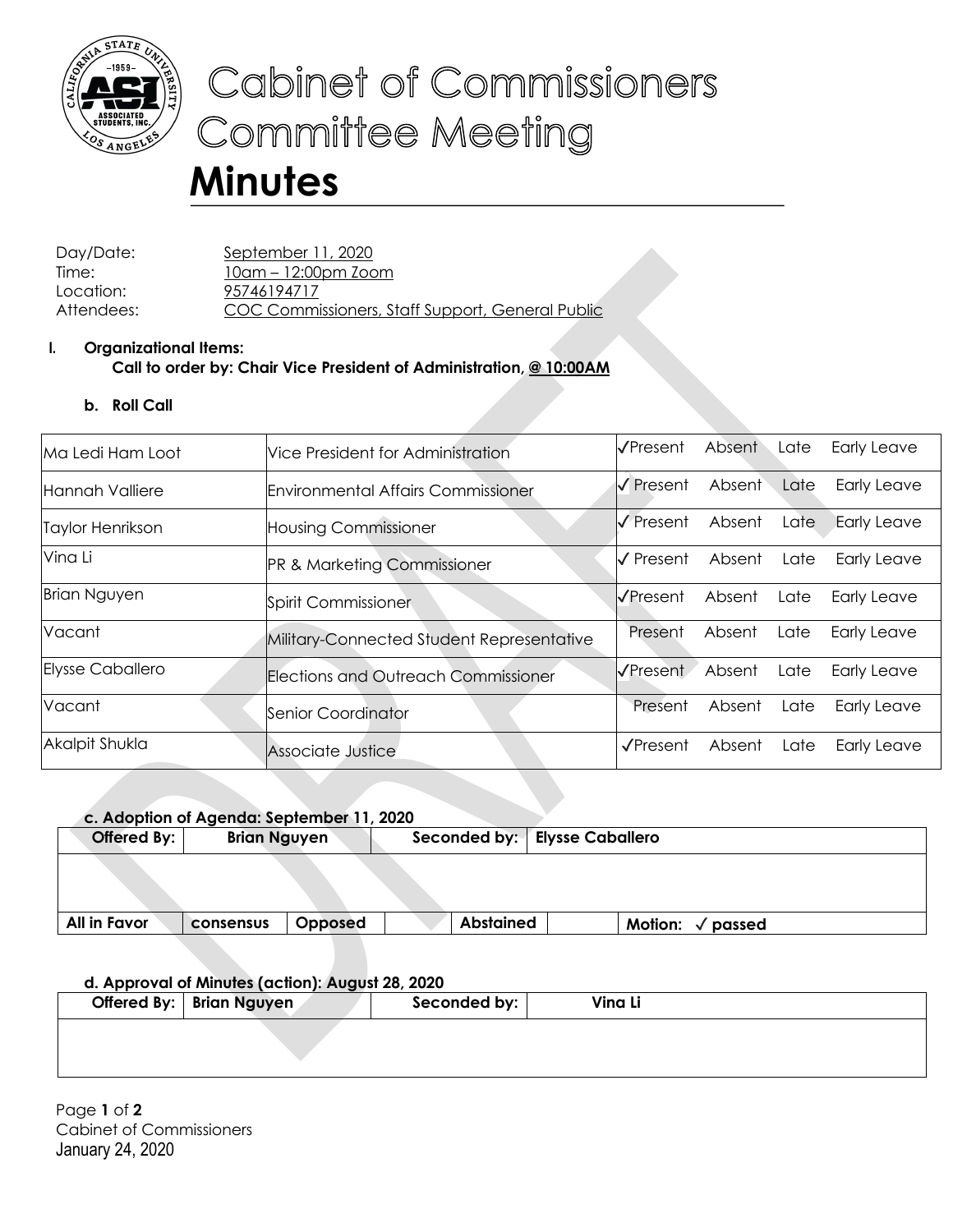# Cabinet of Commissioners Committee Meeting

# Minutes

Day/Date: September 11, 2020
Time: 10am – 12:00pm Zoom
Location: 95746194717
Attendees: COC Commissioners, Staff Support, General Public

**I. Organizational Items:**
**Call to order by: Chair Vice President of Administration, @ 10:00AM**

**b. Roll Call**

| | | |
|---|---|---|
| Ma Ledi Ham Loot | Vice President for Administration | ✓Present Absent Late Early Leave |
| Hannah Valliere | Environmental Affairs Commissioner | ✓ Present Absent Late Early Leave |
| Taylor Henrikson | Housing Commissioner | ✓ Present Absent Late Early Leave |
| Vina Li | PR & Marketing Commissioner | ✓ Present Absent Late Early Leave |
| Brian Nguyen | Spirit Commissioner | ✓Present Absent Late Early Leave |
| Vacant | Military-Connected Student Representative | Present Absent Late Early Leave |
| Elysse Caballero | Elections and Outreach Commissioner | ✓Present Absent Late Early Leave |
| Vacant | Senior Coordinator | Present Absent Late Early Leave |
| Akalpit Shukla | Associate Justice | ✓Present Absent Late Early Leave |

**c. Adoption of Agenda: September 11, 2020**

| Offered By: | Brian Nguyen | | | Seconded by: | Elysse Caballero |
|---|---|---|---|---|---|
| | | | | | |
| **All in Favor** | consensus | **Opposed** | | **Abstained** | **Motion:** ✓ **passed** |

**d. Approval of Minutes (action): August 28, 2020**

| Offered By: | Brian Nguyen | Seconded by: | Vina Li |
|---|---|---|---|
| | | | |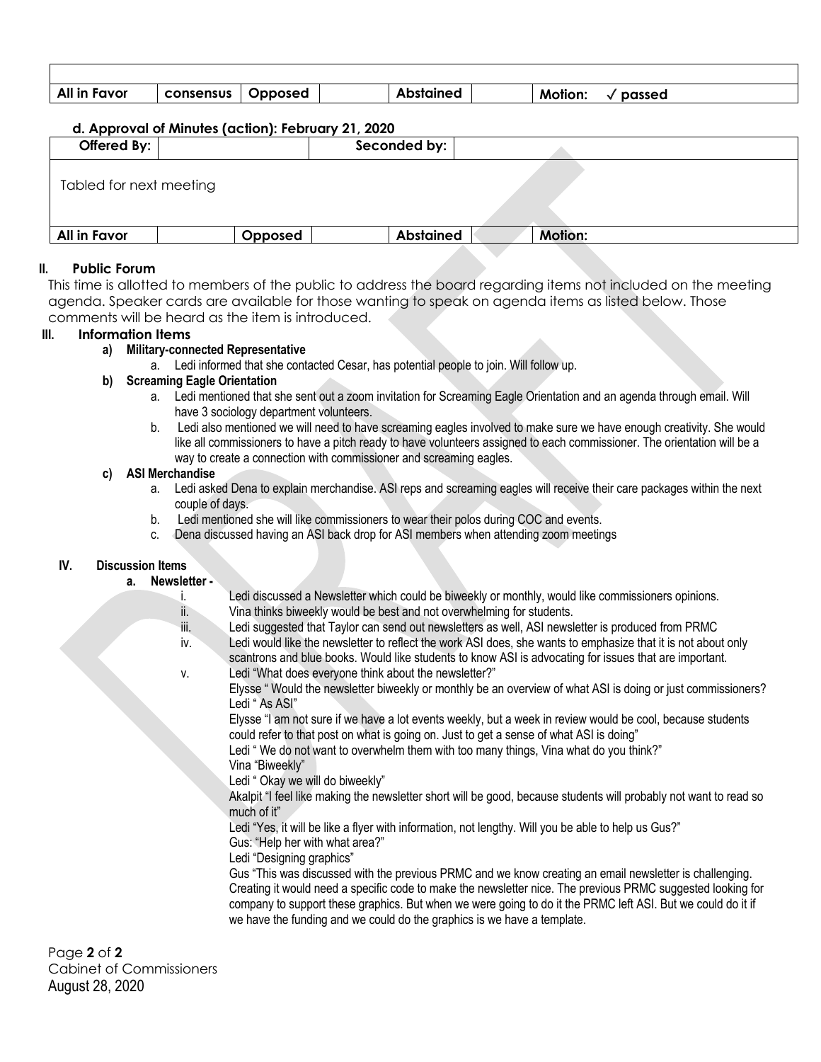| | | | | | | |
|---|---|---|---|---|---|---|
| **All in Favor** | **consensus** | **Opposed** | | **Abstained** | | **Motion:** ✓ **passed** |

### d. Approval of Minutes (action): February 21, 2020

| **Offered By:** | | **Seconded by:** | | | | |
|---|---|---|---|---|---|---|
| Tabled for next meeting | | | | | | |
| **All in Favor** | | **Opposed** | | **Abstained** | | **Motion:** |

## II. Public Forum

This time is allotted to members of the public to address the board regarding items not included on the meeting agenda. Speaker cards are available for those wanting to speak on agenda items as listed below. Those comments will be heard as the item is introduced.

## III. Information Items

**a) Military-connected Representative**

a. Ledi informed that she contacted Cesar, has potential people to join. Will follow up.

**b) Screaming Eagle Orientation**

a. Ledi mentioned that she sent out a zoom invitation for Screaming Eagle Orientation and an agenda through email. Will have 3 sociology department volunteers.

b. Ledi also mentioned we will need to have screaming eagles involved to make sure we have enough creativity. She would like all commissioners to have a pitch ready to have volunteers assigned to each commissioner. The orientation will be a way to create a connection with commissioner and screaming eagles.

**c) ASI Merchandise**

a. Ledi asked Dena to explain merchandise. ASI reps and screaming eagles will receive their care packages within the next couple of days.

b. Ledi mentioned she will like commissioners to wear their polos during COC and events.

c. Dena discussed having an ASI back drop for ASI members when attending zoom meetings

## IV. Discussion Items

**a. Newsletter -**

i. Ledi discussed a Newsletter which could be biweekly or monthly, would like commissioners opinions.

ii. Vina thinks biweekly would be best and not overwhelming for students.

iii. Ledi suggested that Taylor can send out newsletters as well, ASI newsletter is produced from PRMC

iv. Ledi would like the newsletter to reflect the work ASI does, she wants to emphasize that it is not about only scantrons and blue books. Would like students to know ASI is advocating for issues that are important.

v. Ledi "What does everyone think about the newsletter?"

Elysse " Would the newsletter biweekly or monthly be an overview of what ASI is doing or just commissioners?

Ledi " As ASI"

Elysse "I am not sure if we have a lot events weekly, but a week in review would be cool, because students could refer to that post on what is going on. Just to get a sense of what ASI is doing"

Ledi " We do not want to overwhelm them with too many things, Vina what do you think?"

Vina "Biweekly"

Ledi " Okay we will do biweekly"

Akalpit "I feel like making the newsletter short will be good, because students will probably not want to read so much of it"

Ledi "Yes, it will be like a flyer with information, not lengthy. Will you be able to help us Gus?"

Gus: "Help her with what area?"

Ledi "Designing graphics"

Gus "This was discussed with the previous PRMC and we know creating an email newsletter is challenging. Creating it would need a specific code to make the newsletter nice. The previous PRMC suggested looking for company to support these graphics. But when we were going to do it the PRMC left ASI. But we could do it if we have the funding and we could do the graphics is we have a template.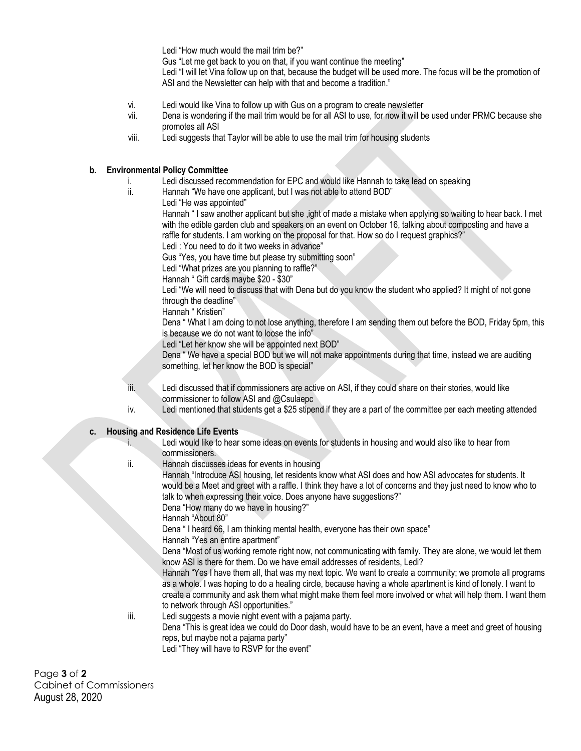Ledi "How much would the mail trim be?"
Gus "Let me get back to you on that, if you want continue the meeting"
Ledi "I will let Vina follow up on that, because the budget will be used more. The focus will be the promotion of ASI and the Newsletter can help with that and become a tradition."

vi. Ledi would like Vina to follow up with Gus on a program to create newsletter
vii. Dena is wondering if the mail trim would be for all ASI to use, for now it will be used under PRMC because she promotes all ASI
viii. Ledi suggests that Taylor will be able to use the mail trim for housing students

**b. Environmental Policy Committee**

i. Ledi discussed recommendation for EPC and would like Hannah to take lead on speaking
ii. Hannah "We have one applicant, but I was not able to attend BOD"
Ledi "He was appointed"
Hannah " I saw another applicant but she ,ight of made a mistake when applying so waiting to hear back. I met with the edible garden club and speakers on an event on October 16, talking about composting and have a raffle for students. I am working on the proposal for that. How so do I request graphics?"
Ledi : You need to do it two weeks in advance"
Gus "Yes, you have time but please try submitting soon"
Ledi "What prizes are you planning to raffle?"
Hannah " Gift cards maybe $20 - $30"
Ledi "We will need to discuss that with Dena but do you know the student who applied? It might of not gone through the deadline"
Hannah " Kristien"
Dena " What I am doing to not lose anything, therefore I am sending them out before the BOD, Friday 5pm, this is because we do not want to loose the info"
Ledi "Let her know she will be appointed next BOD"
Dena " We have a special BOD but we will not make appointments during that time, instead we are auditing something, let her know the BOD is special"

iii. Ledi discussed that if commissioners are active on ASI, if they could share on their stories, would like commissioner to follow ASI and @Csulaepc
iv. Ledi mentioned that students get a $25 stipend if they are a part of the committee per each meeting attended

**c. Housing and Residence Life Events**

i. Ledi would like to hear some ideas on events for students in housing and would also like to hear from commissioners.
ii. Hannah discusses ideas for events in housing
Hannah "Introduce ASI housing, let residents know what ASI does and how ASI advocates for students. It would be a Meet and greet with a raffle. I think they have a lot of concerns and they just need to know who to talk to when expressing their voice. Does anyone have suggestions?"
Dena "How many do we have in housing?"
Hannah "About 80"
Dena " I heard 66, I am thinking mental health, everyone has their own space"
Hannah "Yes an entire apartment"
Dena "Most of us working remote right now, not communicating with family. They are alone, we would let them know ASI is there for them. Do we have email addresses of residents, Ledi?
Hannah "Yes I have them all, that was my next topic. We want to create a community; we promote all programs as a whole. I was hoping to do a healing circle, because having a whole apartment is kind of lonely. I want to create a community and ask them what might make them feel more involved or what will help them. I want them to network through ASI opportunities."
iii. Ledi suggests a movie night event with a pajama party.
Dena "This is great idea we could do Door dash, would have to be an event, have a meet and greet of housing reps, but maybe not a pajama party"
Ledi "They will have to RSVP for the event"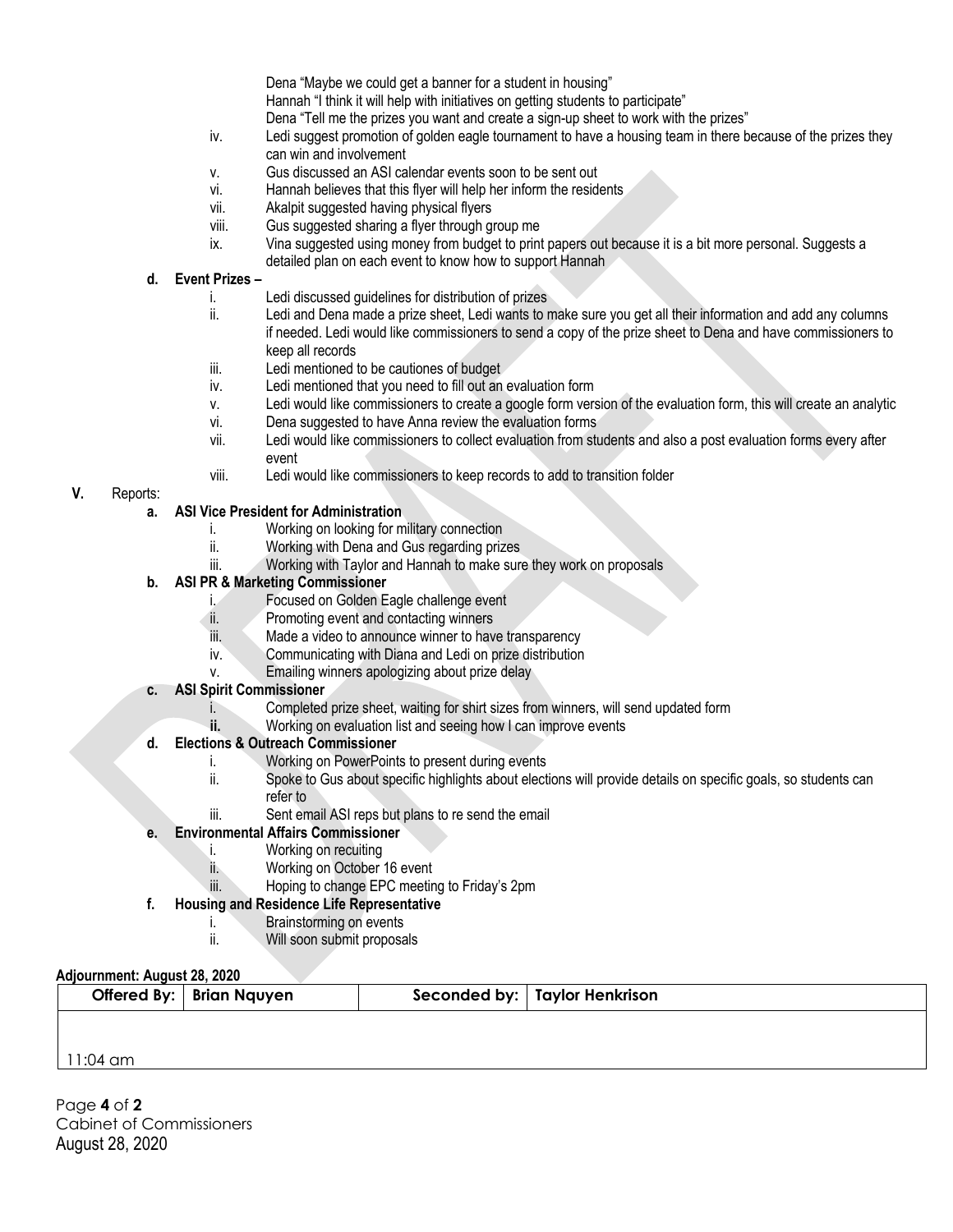Dena "Maybe we could get a banner for a student in housing"
Hannah "I think it will help with initiatives on getting students to participate"
Dena "Tell me the prizes you want and create a sign-up sheet to work with the prizes"

iv. Ledi suggest promotion of golden eagle tournament to have a housing team in there because of the prizes they can win and involvement
v. Gus discussed an ASI calendar events soon to be sent out
vi. Hannah believes that this flyer will help her inform the residents
vii. Akalpit suggested having physical flyers
viii. Gus suggested sharing a flyer through group me
ix. Vina suggested using money from budget to print papers out because it is a bit more personal. Suggests a detailed plan on each event to know how to support Hannah

**d. Event Prizes –**

i. Ledi discussed guidelines for distribution of prizes
ii. Ledi and Dena made a prize sheet, Ledi wants to make sure you get all their information and add any columns if needed. Ledi would like commissioners to send a copy of the prize sheet to Dena and have commissioners to keep all records
iii. Ledi mentioned to be cautiones of budget
iv. Ledi mentioned that you need to fill out an evaluation form
v. Ledi would like commissioners to create a google form version of the evaluation form, this will create an analytic
vi. Dena suggested to have Anna review the evaluation forms
vii. Ledi would like commissioners to collect evaluation from students and also a post evaluation forms every after event
viii. Ledi would like commissioners to keep records to add to transition folder

**V.** Reports:

**a. ASI Vice President for Administration**

i. Working on looking for military connection
ii. Working with Dena and Gus regarding prizes
iii. Working with Taylor and Hannah to make sure they work on proposals

**b. ASI PR & Marketing Commissioner**

i. Focused on Golden Eagle challenge event
ii. Promoting event and contacting winners
iii. Made a video to announce winner to have transparency
iv. Communicating with Diana and Ledi on prize distribution
v. Emailing winners apologizing about prize delay

**c. ASI Spirit Commissioner**

i. Completed prize sheet, waiting for shirt sizes from winners, will send updated form
**ii.** Working on evaluation list and seeing how I can improve events

**d. Elections & Outreach Commissioner**

i. Working on PowerPoints to present during events
ii. Spoke to Gus about specific highlights about elections will provide details on specific goals, so students can refer to
iii. Sent email ASI reps but plans to re send the email

**e. Environmental Affairs Commissioner**

i. Working on recuiting
ii. Working on October 16 event
iii. Hoping to change EPC meeting to Friday's 2pm

**f. Housing and Residence Life Representative**

i. Brainstorming on events
ii. Will soon submit proposals

**Adjournment: August 28, 2020**

| Offered By: | Brian Nguyen | Seconded by: | Taylor Henkrison |
|---|---|---|---|
| 11:04 am | | | |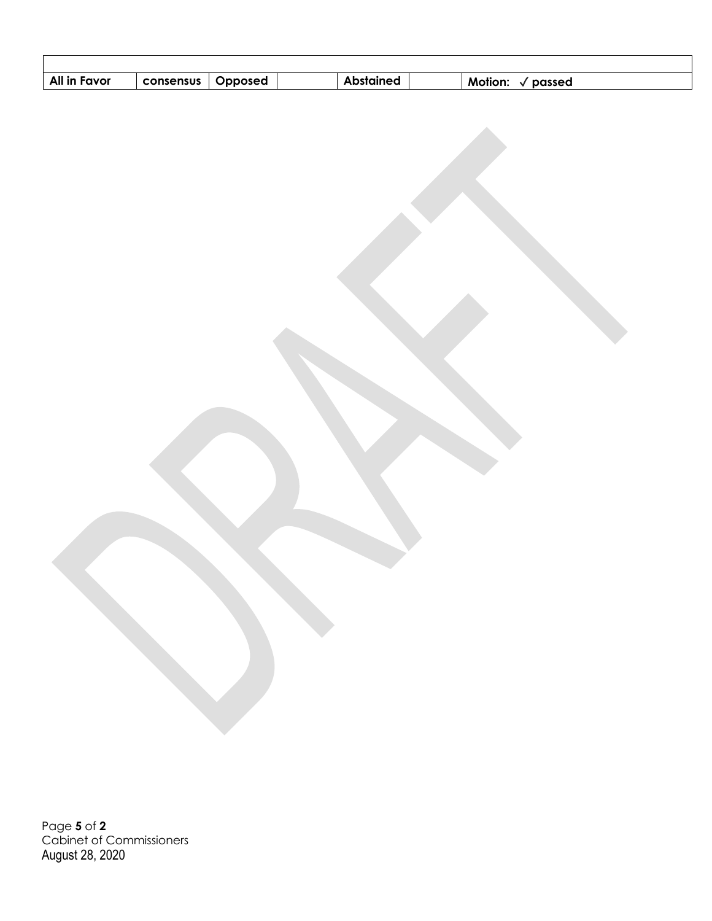| | | | | | | |
|---|---|---|---|---|---|---|
| All in Favor | consensus | Opposed | | Abstained | | Motion: ✓ passed |